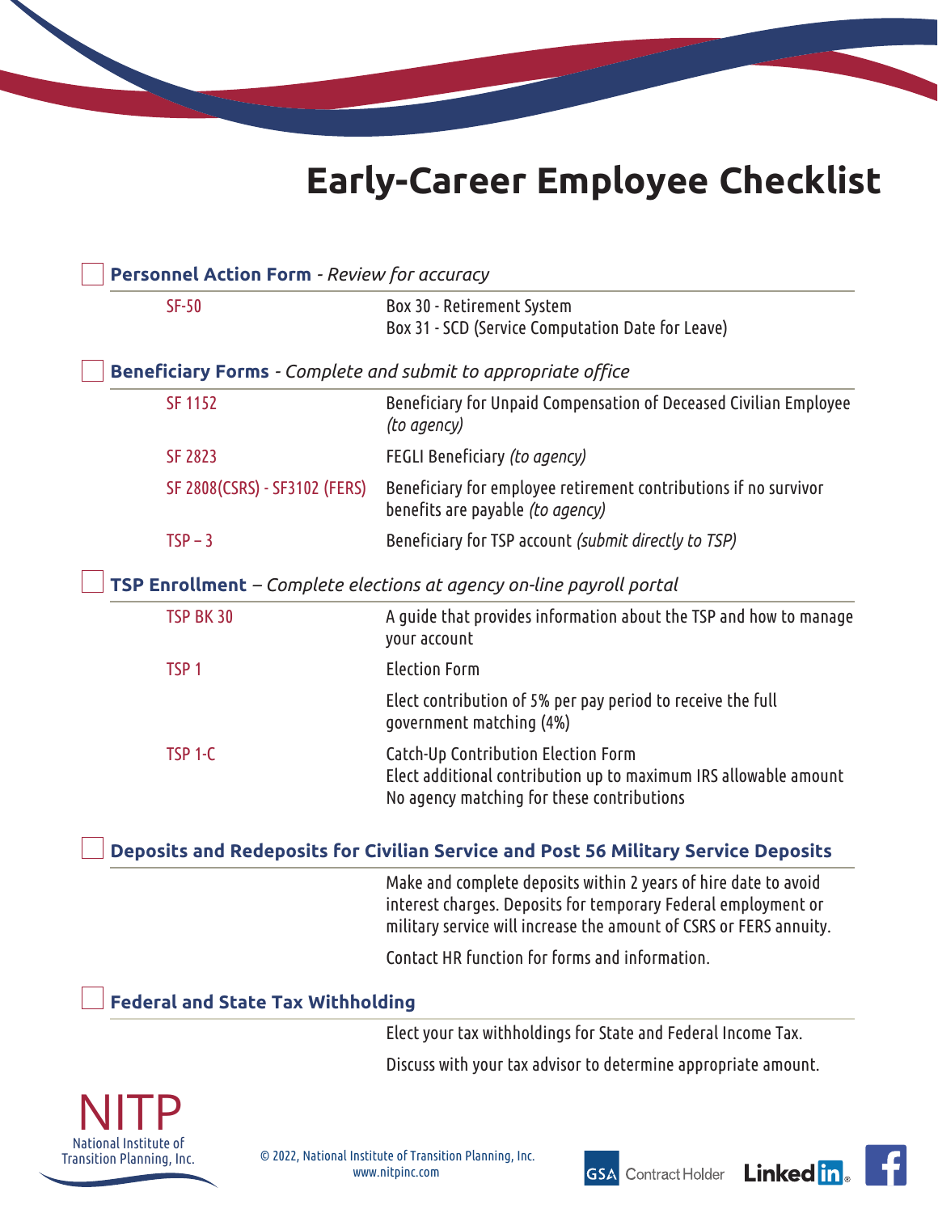# Early-Career Employee Checklist

☐ **Personnel Action Form** - *Review for accuracy*

| | |
|---|---|
| SF-50 | Box 30 - Retirement System<br>Box 31 - SCD (Service Computation Date for Leave) |

☐ **Beneficiary Forms** - *Complete and submit to appropriate office*

| | |
|---|---|
| SF 1152 | Beneficiary for Unpaid Compensation of Deceased Civilian Employee *(to agency)* |
| SF 2823 | FEGLI Beneficiary *(to agency)* |
| SF 2808(CSRS) - SF3102 (FERS) | Beneficiary for employee retirement contributions if no survivor benefits are payable *(to agency)* |
| TSP – 3 | Beneficiary for TSP account *(submit directly to TSP)* |

☐ **TSP Enrollment** – *Complete elections at agency on-line payroll portal*

| | |
|---|---|
| TSP BK 30 | A guide that provides information about the TSP and how to manage your account |
| TSP 1 | Election Form<br>Elect contribution of 5% per pay period to receive the full government matching (4%) |
| TSP 1-C | Catch-Up Contribution Election Form<br>Elect additional contribution up to maximum IRS allowable amount<br>No agency matching for these contributions |

☐ **Deposits and Redeposits for Civilian Service and Post 56 Military Service Deposits**

Make and complete deposits within 2 years of hire date to avoid interest charges. Deposits for temporary Federal employment or military service will increase the amount of CSRS or FERS annuity.

Contact HR function for forms and information.

☐ **Federal and State Tax Withholding**

Elect your tax withholdings for State and Federal Income Tax.

Discuss with your tax advisor to determine appropriate amount.

NITP
National Institute of Transition Planning, Inc.

© 2022, National Institute of Transition Planning, Inc.
www.nitpinc.com

GSA Contract Holder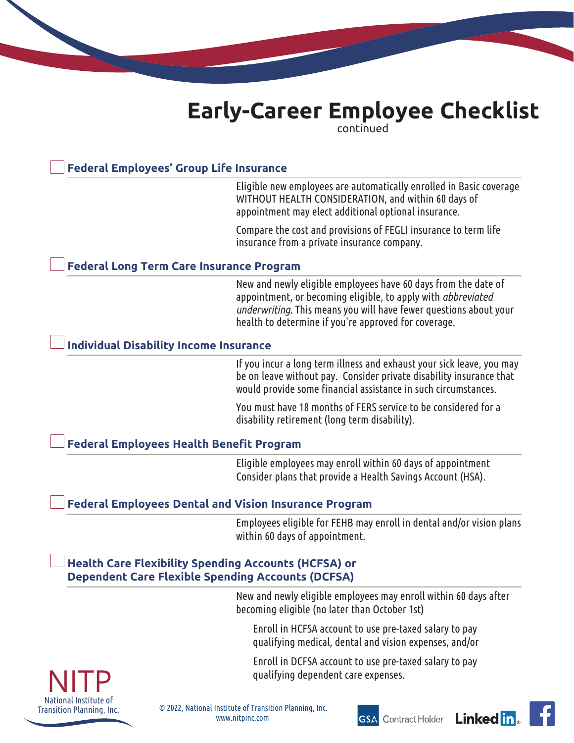# Early-Career Employee Checklist

continued

## ☐ Federal Employees' Group Life Insurance

Eligible new employees are automatically enrolled in Basic coverage WITHOUT HEALTH CONSIDERATION, and within 60 days of appointment may elect additional optional insurance.

Compare the cost and provisions of FEGLI insurance to term life insurance from a private insurance company.

## ☐ Federal Long Term Care Insurance Program

New and newly eligible employees have 60 days from the date of appointment, or becoming eligible, to apply with *abbreviated underwriting*. This means you will have fewer questions about your health to determine if you're approved for coverage.

## ☐ Individual Disability Income Insurance

If you incur a long term illness and exhaust your sick leave, you may be on leave without pay. Consider private disability insurance that would provide some financial assistance in such circumstances.

You must have 18 months of FERS service to be considered for a disability retirement (long term disability).

## ☐ Federal Employees Health Benefit Program

Eligible employees may enroll within 60 days of appointment Consider plans that provide a Health Savings Account (HSA).

## ☐ Federal Employees Dental and Vision Insurance Program

Employees eligible for FEHB may enroll in dental and/or vision plans within 60 days of appointment.

## ☐ Health Care Flexibility Spending Accounts (HCFSA) or Dependent Care Flexible Spending Accounts (DCFSA)

New and newly eligible employees may enroll within 60 days after becoming eligible (no later than October 1st)

Enroll in HCFSA account to use pre-taxed salary to pay qualifying medical, dental and vision expenses, and/or

Enroll in DCFSA account to use pre-taxed salary to pay qualifying dependent care expenses.

NITP
National Institute of Transition Planning, Inc.

© 2022, National Institute of Transition Planning, Inc.
www.nitpinc.com

GSA Contract Holder